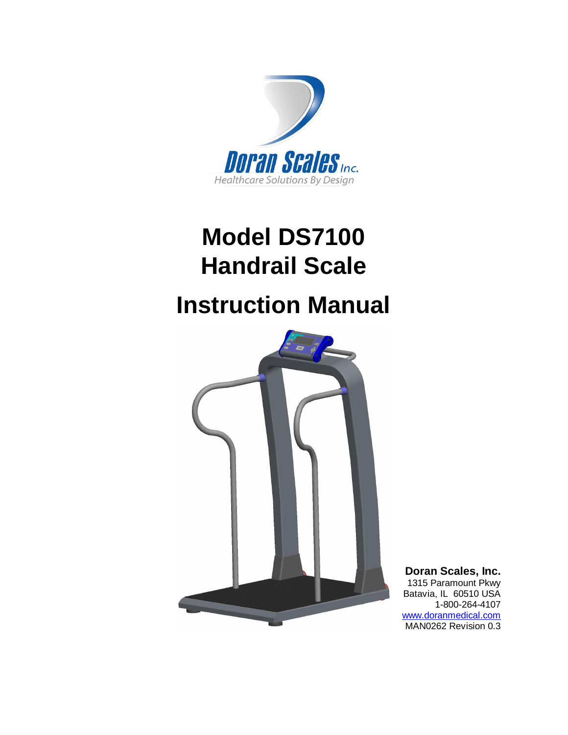Doran Scales Inc.

Healthcare Solutions By Design

# Model DS7100
# Handrail Scale

# Instruction Manual

**Doran Scales, Inc.**
1315 Paramount Pkwy
Batavia, IL 60510 USA
1-800-264-4107
www.doranmedical.com
MAN0262 Revision 0.3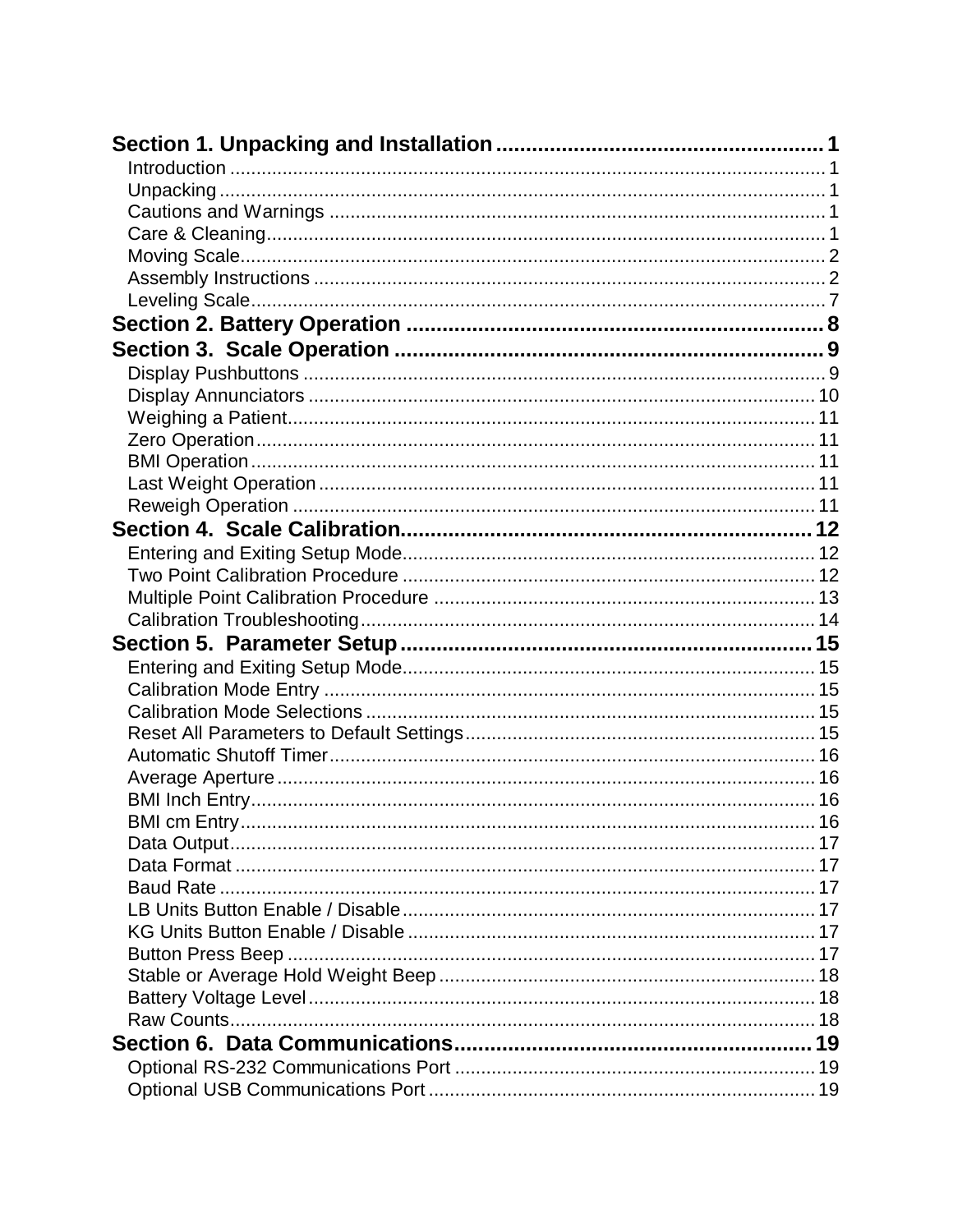**Section 1. Unpacking and Installation ........................................................ 1**

Introduction ........................................................................................................ 1
Unpacking ........................................................................................................... 1
Cautions and Warnings ....................................................................................... 1
Care & Cleaning ................................................................................................... 1
Moving Scale ........................................................................................................ 2
Assembly Instructions ......................................................................................... 2
Leveling Scale ...................................................................................................... 7

**Section 2. Battery Operation ........................................................................ 8**

**Section 3. Scale Operation ........................................................................... 9**

Display Pushbuttons ............................................................................................ 9
Display Annunciators ......................................................................................... 10
Weighing a Patient .............................................................................................. 11
Zero Operation .................................................................................................... 11
BMI Operation ..................................................................................................... 11
Last Weight Operation ........................................................................................ 11
Reweigh Operation .............................................................................................. 11

**Section 4. Scale Calibration ......................................................................... 12**

Entering and Exiting Setup Mode ....................................................................... 12
Two Point Calibration Procedure ....................................................................... 12
Multiple Point Calibration Procedure ................................................................. 13
Calibration Troubleshooting ............................................................................... 14

**Section 5. Parameter Setup .......................................................................... 15**

Entering and Exiting Setup Mode ....................................................................... 15
Calibration Mode Entry ....................................................................................... 15
Calibration Mode Selections ............................................................................... 15
Reset All Parameters to Default Settings ........................................................... 15
Automatic Shutoff Timer ..................................................................................... 16
Average Aperture ................................................................................................ 16
BMI Inch Entry ..................................................................................................... 16
BMI cm Entry ....................................................................................................... 16
Data Output ......................................................................................................... 17
Data Format ......................................................................................................... 17
Baud Rate ............................................................................................................. 17
LB Units Button Enable / Disable ....................................................................... 17
KG Units Button Enable / Disable ....................................................................... 17
Button Press Beep ............................................................................................... 17
Stable or Average Hold Weight Beep ................................................................. 18
Battery Voltage Level .......................................................................................... 18
Raw Counts .......................................................................................................... 18

**Section 6. Data Communications ................................................................ 19**

Optional RS-232 Communications Port ............................................................. 19
Optional USB Communications Port .................................................................. 19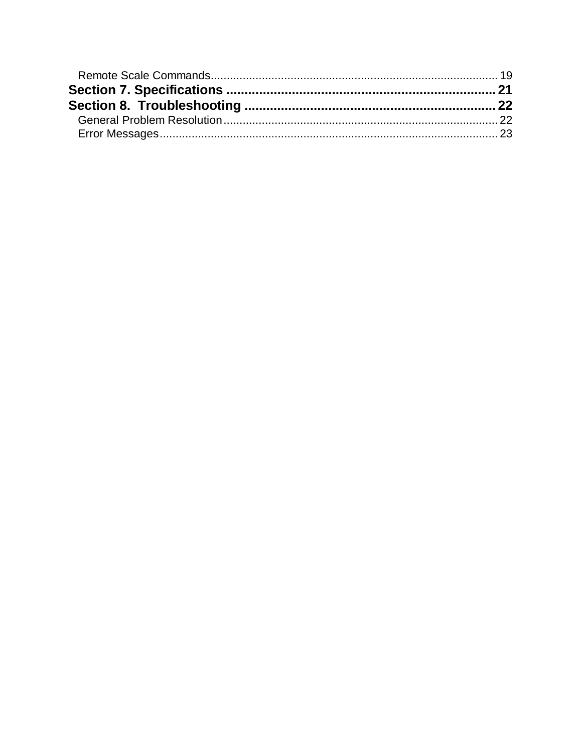Remote Scale Commands........................................................................................ 19

**Section 7. Specifications ......................................................................... 21**

**Section 8.  Troubleshooting .................................................................... 22**

General Problem Resolution..................................................................................... 22

Error Messages......................................................................................................... 23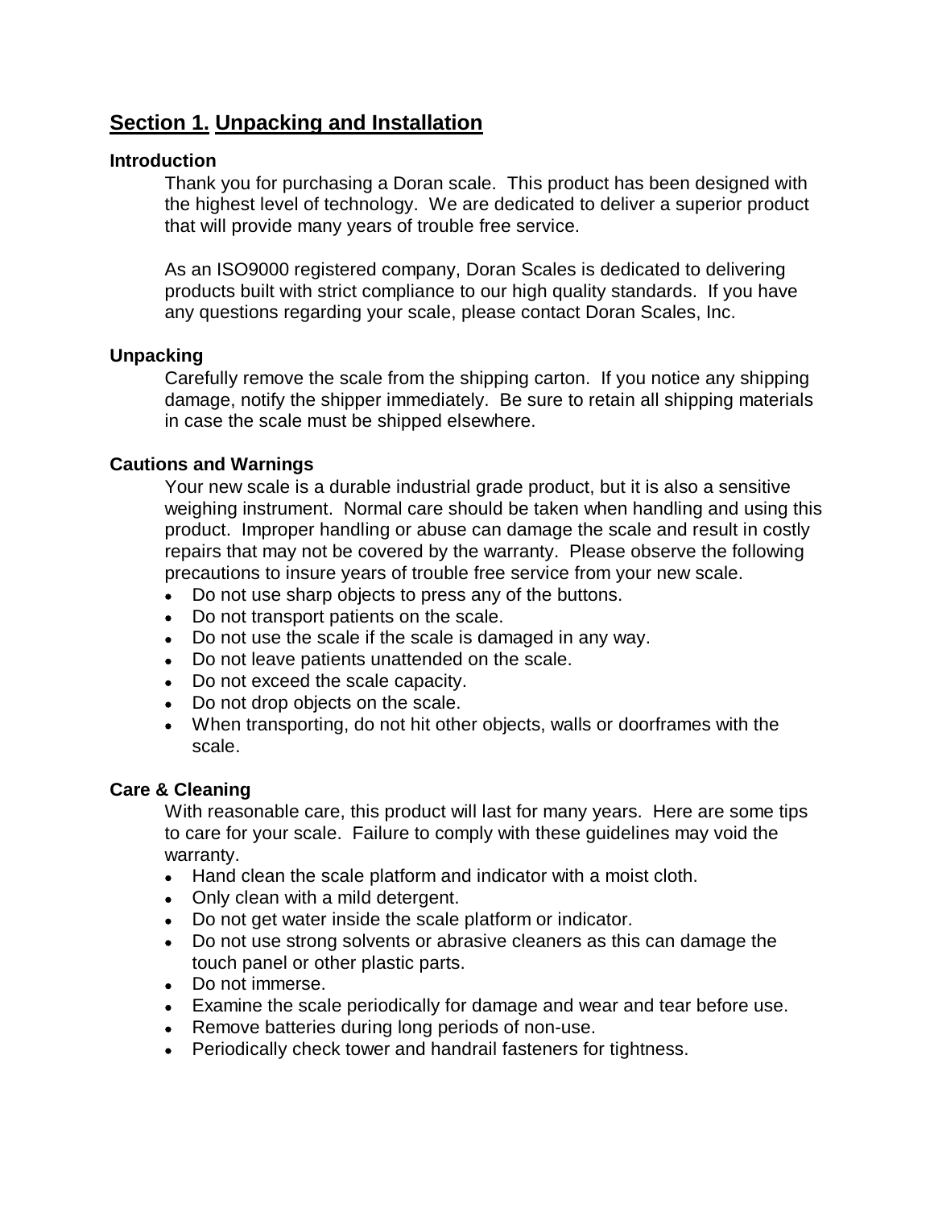## Section 1. Unpacking and Installation

### Introduction

Thank you for purchasing a Doran scale. This product has been designed with the highest level of technology. We are dedicated to deliver a superior product that will provide many years of trouble free service.

As an ISO9000 registered company, Doran Scales is dedicated to delivering products built with strict compliance to our high quality standards. If you have any questions regarding your scale, please contact Doran Scales, Inc.

### Unpacking

Carefully remove the scale from the shipping carton. If you notice any shipping damage, notify the shipper immediately. Be sure to retain all shipping materials in case the scale must be shipped elsewhere.

### Cautions and Warnings

Your new scale is a durable industrial grade product, but it is also a sensitive weighing instrument. Normal care should be taken when handling and using this product. Improper handling or abuse can damage the scale and result in costly repairs that may not be covered by the warranty. Please observe the following precautions to insure years of trouble free service from your new scale.

- Do not use sharp objects to press any of the buttons.
- Do not transport patients on the scale.
- Do not use the scale if the scale is damaged in any way.
- Do not leave patients unattended on the scale.
- Do not exceed the scale capacity.
- Do not drop objects on the scale.
- When transporting, do not hit other objects, walls or doorframes with the scale.

### Care & Cleaning

With reasonable care, this product will last for many years. Here are some tips to care for your scale. Failure to comply with these guidelines may void the warranty.

- Hand clean the scale platform and indicator with a moist cloth.
- Only clean with a mild detergent.
- Do not get water inside the scale platform or indicator.
- Do not use strong solvents or abrasive cleaners as this can damage the touch panel or other plastic parts.
- Do not immerse.
- Examine the scale periodically for damage and wear and tear before use.
- Remove batteries during long periods of non-use.
- Periodically check tower and handrail fasteners for tightness.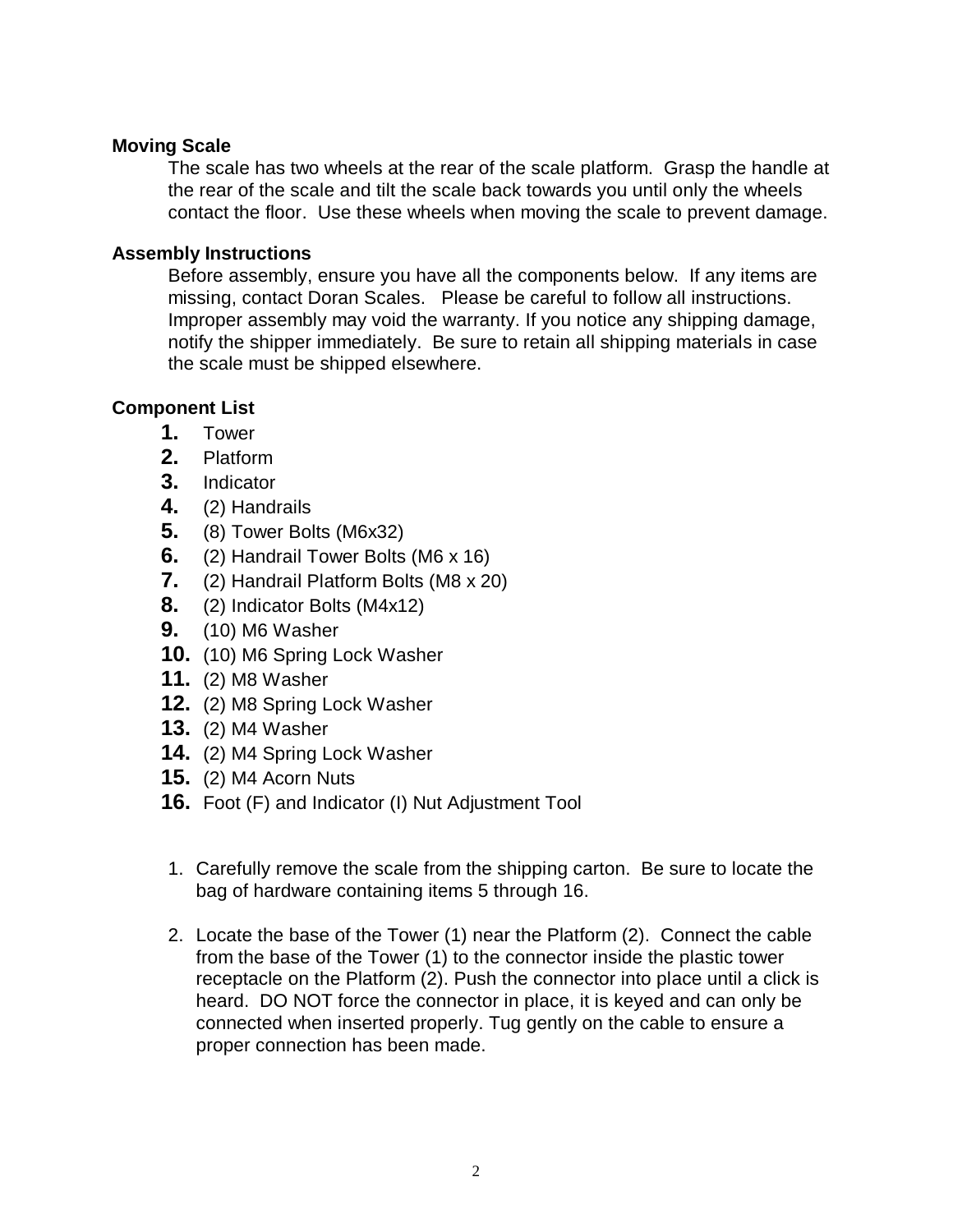### Moving Scale

The scale has two wheels at the rear of the scale platform. Grasp the handle at the rear of the scale and tilt the scale back towards you until only the wheels contact the floor. Use these wheels when moving the scale to prevent damage.

### Assembly Instructions

Before assembly, ensure you have all the components below. If any items are missing, contact Doran Scales. Please be careful to follow all instructions. Improper assembly may void the warranty. If you notice any shipping damage, notify the shipper immediately. Be sure to retain all shipping materials in case the scale must be shipped elsewhere.

### Component List

1. Tower
2. Platform
3. Indicator
4. (2) Handrails
5. (8) Tower Bolts (M6x32)
6. (2) Handrail Tower Bolts (M6 x 16)
7. (2) Handrail Platform Bolts (M8 x 20)
8. (2) Indicator Bolts (M4x12)
9. (10) M6 Washer
10. (10) M6 Spring Lock Washer
11. (2) M8 Washer
12. (2) M8 Spring Lock Washer
13. (2) M4 Washer
14. (2) M4 Spring Lock Washer
15. (2) M4 Acorn Nuts
16. Foot (F) and Indicator (I) Nut Adjustment Tool

1. Carefully remove the scale from the shipping carton. Be sure to locate the bag of hardware containing items 5 through 16.

2. Locate the base of the Tower (1) near the Platform (2). Connect the cable from the base of the Tower (1) to the connector inside the plastic tower receptacle on the Platform (2). Push the connector into place until a click is heard. DO NOT force the connector in place, it is keyed and can only be connected when inserted properly. Tug gently on the cable to ensure a proper connection has been made.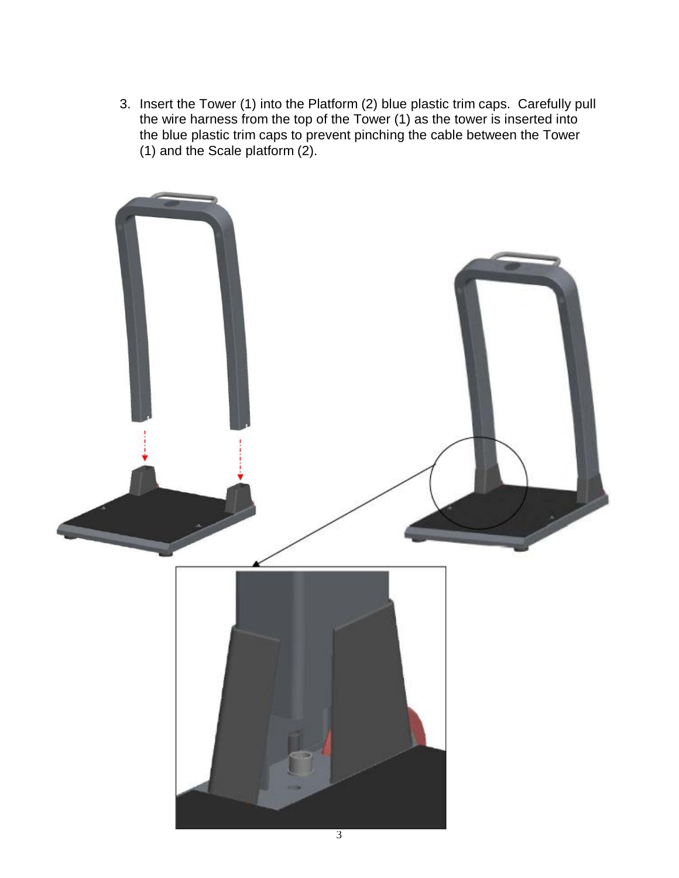3. Insert the Tower (1) into the Platform (2) blue plastic trim caps. Carefully pull the wire harness from the top of the Tower (1) as the tower is inserted into the blue plastic trim caps to prevent pinching the cable between the Tower (1) and the Scale platform (2).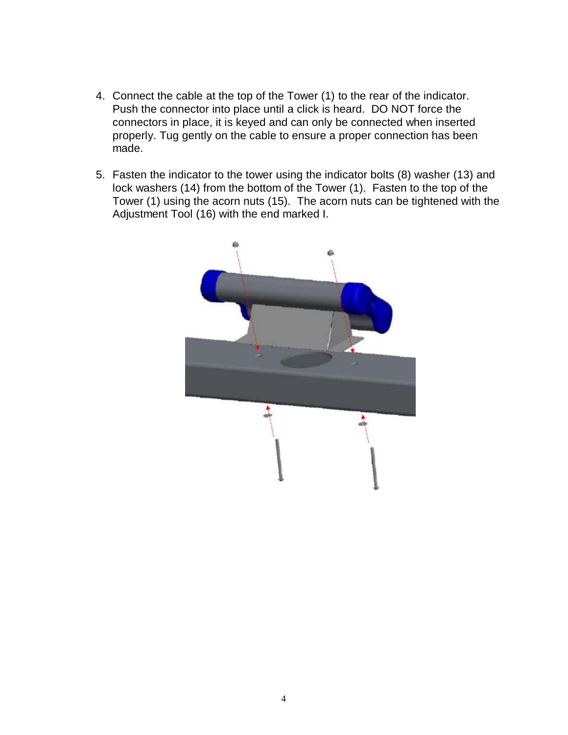4. Connect the cable at the top of the Tower (1) to the rear of the indicator. Push the connector into place until a click is heard. DO NOT force the connectors in place, it is keyed and can only be connected when inserted properly. Tug gently on the cable to ensure a proper connection has been made.

5. Fasten the indicator to the tower using the indicator bolts (8) washer (13) and lock washers (14) from the bottom of the Tower (1). Fasten to the top of the Tower (1) using the acorn nuts (15). The acorn nuts can be tightened with the Adjustment Tool (16) with the end marked I.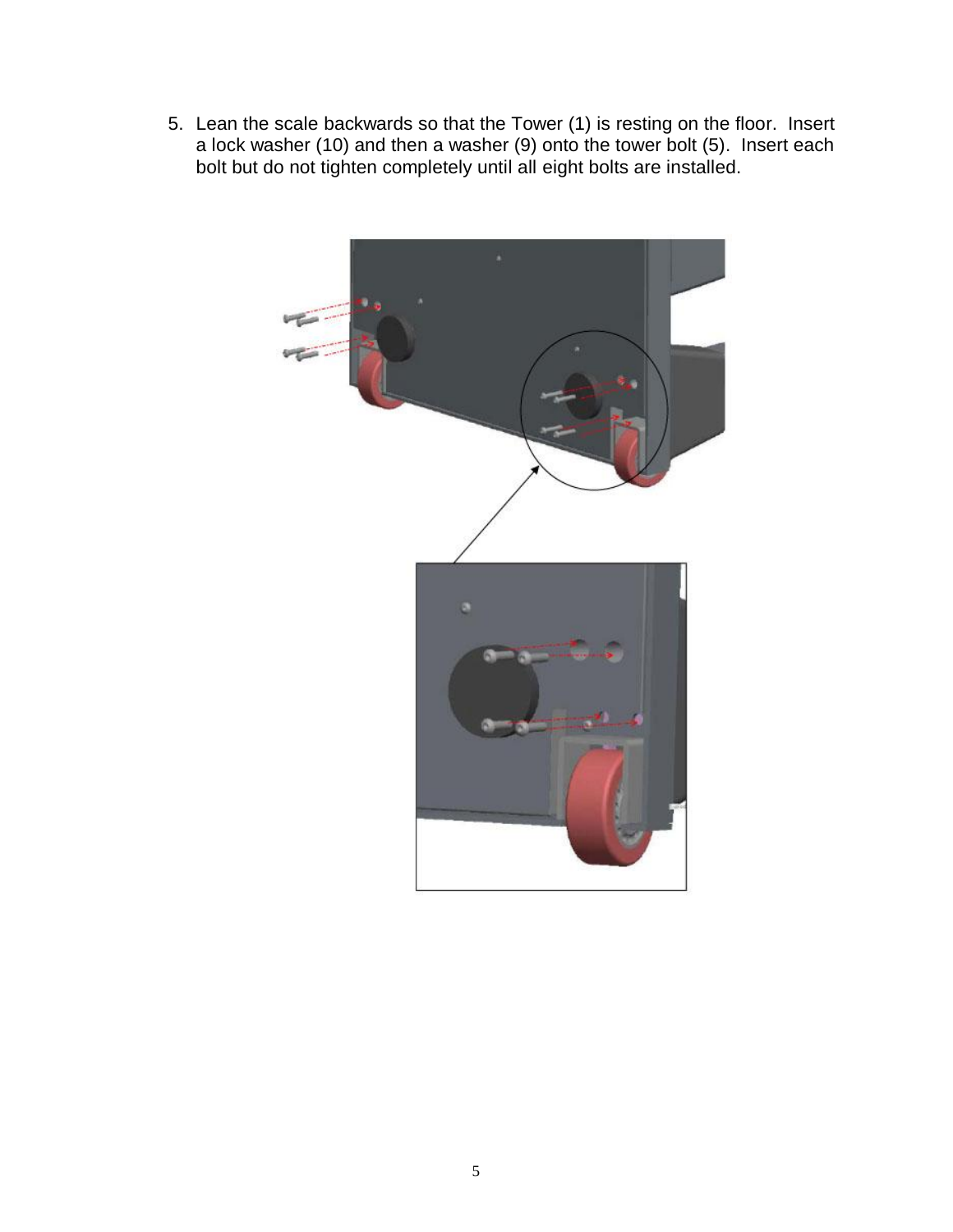5. Lean the scale backwards so that the Tower (1) is resting on the floor. Insert a lock washer (10) and then a washer (9) onto the tower bolt (5). Insert each bolt but do not tighten completely until all eight bolts are installed.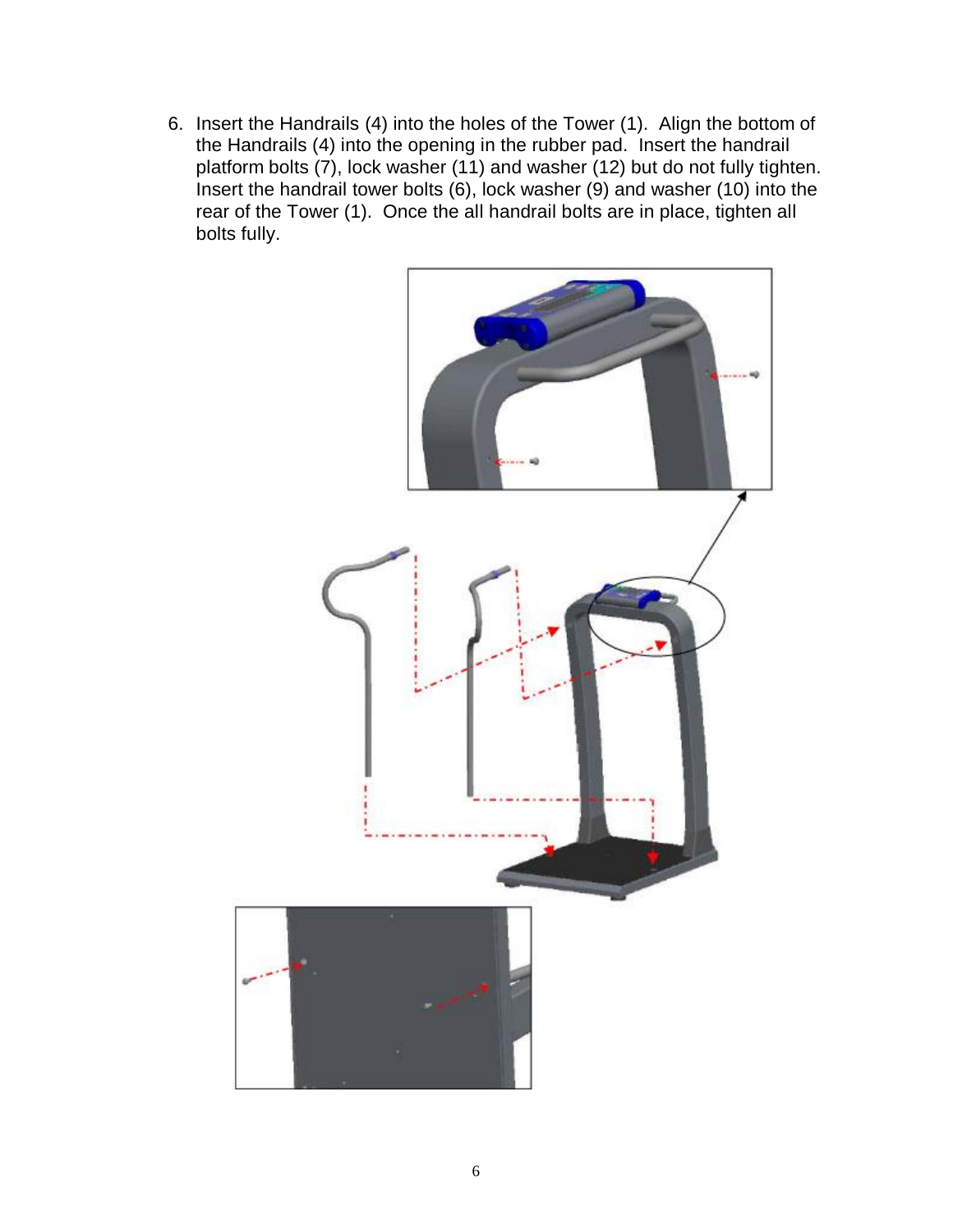6. Insert the Handrails (4) into the holes of the Tower (1). Align the bottom of the Handrails (4) into the opening in the rubber pad. Insert the handrail platform bolts (7), lock washer (11) and washer (12) but do not fully tighten. Insert the handrail tower bolts (6), lock washer (9) and washer (10) into the rear of the Tower (1). Once the all handrail bolts are in place, tighten all bolts fully.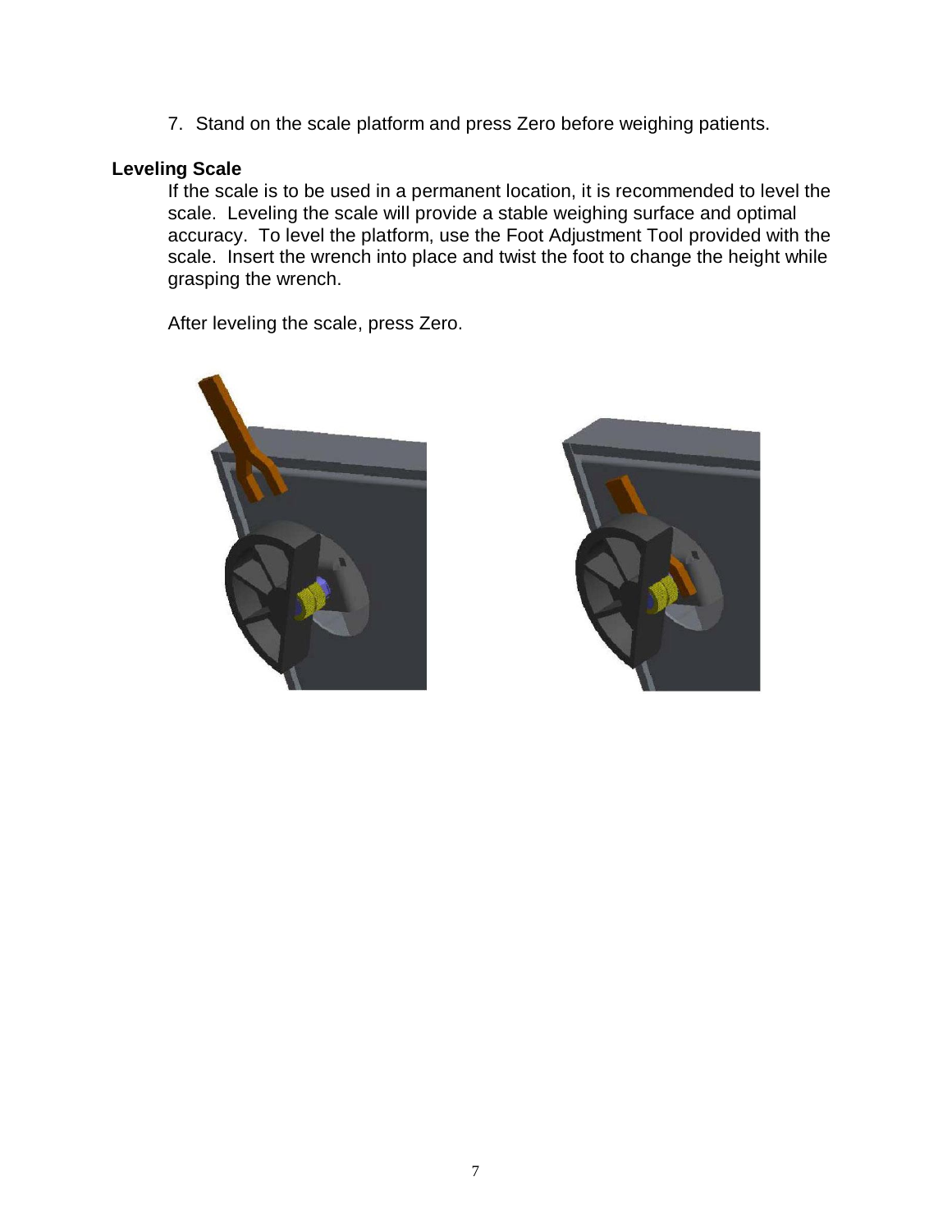7. Stand on the scale platform and press Zero before weighing patients.

**Leveling Scale**

If the scale is to be used in a permanent location, it is recommended to level the scale. Leveling the scale will provide a stable weighing surface and optimal accuracy. To level the platform, use the Foot Adjustment Tool provided with the scale. Insert the wrench into place and twist the foot to change the height while grasping the wrench.

After leveling the scale, press Zero.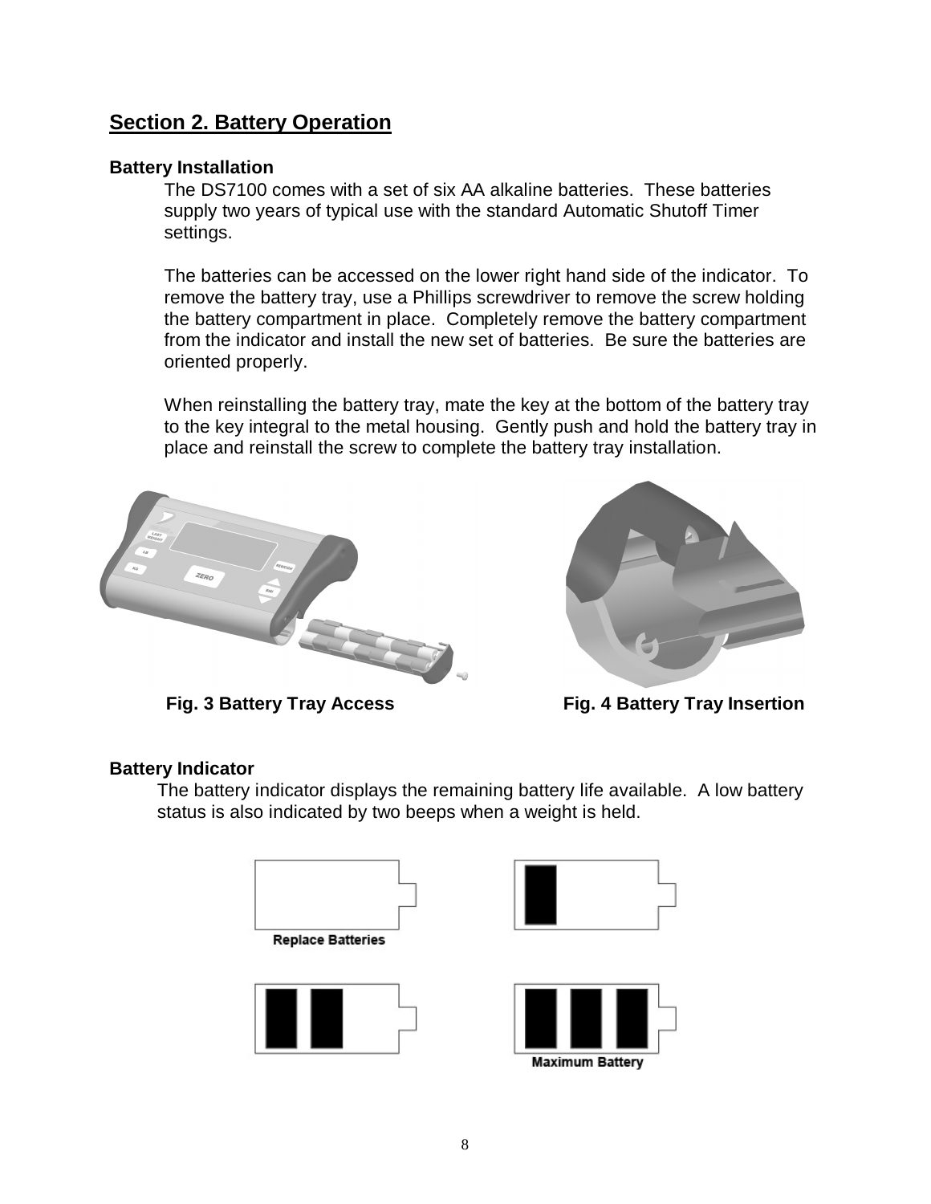## Section 2. Battery Operation

### Battery Installation

The DS7100 comes with a set of six AA alkaline batteries. These batteries supply two years of typical use with the standard Automatic Shutoff Timer settings.

The batteries can be accessed on the lower right hand side of the indicator. To remove the battery tray, use a Phillips screwdriver to remove the screw holding the battery compartment in place. Completely remove the battery compartment from the indicator and install the new set of batteries. Be sure the batteries are oriented properly.

When reinstalling the battery tray, mate the key at the bottom of the battery tray to the key integral to the metal housing. Gently push and hold the battery tray in place and reinstall the screw to complete the battery tray installation.

**Fig. 3 Battery Tray Access**

**Fig. 4 Battery Tray Insertion**

### Battery Indicator

The battery indicator displays the remaining battery life available. A low battery status is also indicated by two beeps when a weight is held.

Replace Batteries

Maximum Battery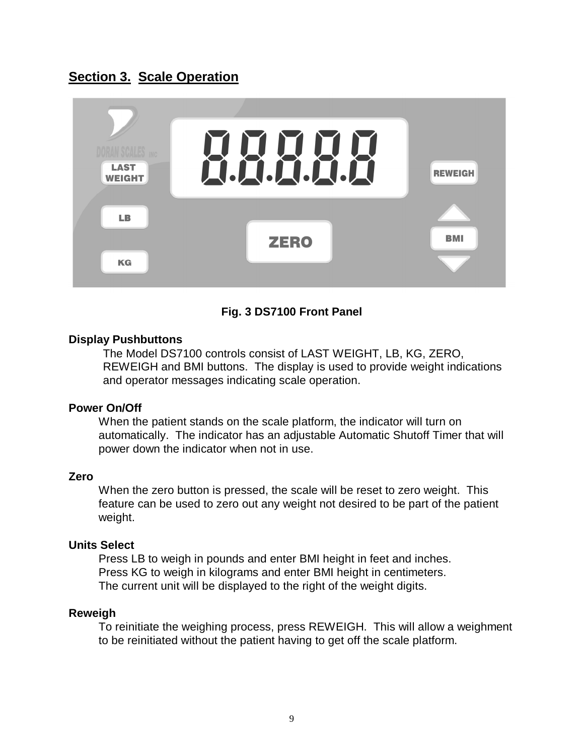## Section 3. Scale Operation

**Fig. 3 DS7100 Front Panel**

**Display Pushbuttons**

The Model DS7100 controls consist of LAST WEIGHT, LB, KG, ZERO, REWEIGH and BMI buttons. The display is used to provide weight indications and operator messages indicating scale operation.

**Power On/Off**

When the patient stands on the scale platform, the indicator will turn on automatically. The indicator has an adjustable Automatic Shutoff Timer that will power down the indicator when not in use.

**Zero**

When the zero button is pressed, the scale will be reset to zero weight. This feature can be used to zero out any weight not desired to be part of the patient weight.

**Units Select**

Press LB to weigh in pounds and enter BMI height in feet and inches.
Press KG to weigh in kilograms and enter BMI height in centimeters.
The current unit will be displayed to the right of the weight digits.

**Reweigh**

To reinitiate the weighing process, press REWEIGH. This will allow a weighment to be reinitiated without the patient having to get off the scale platform.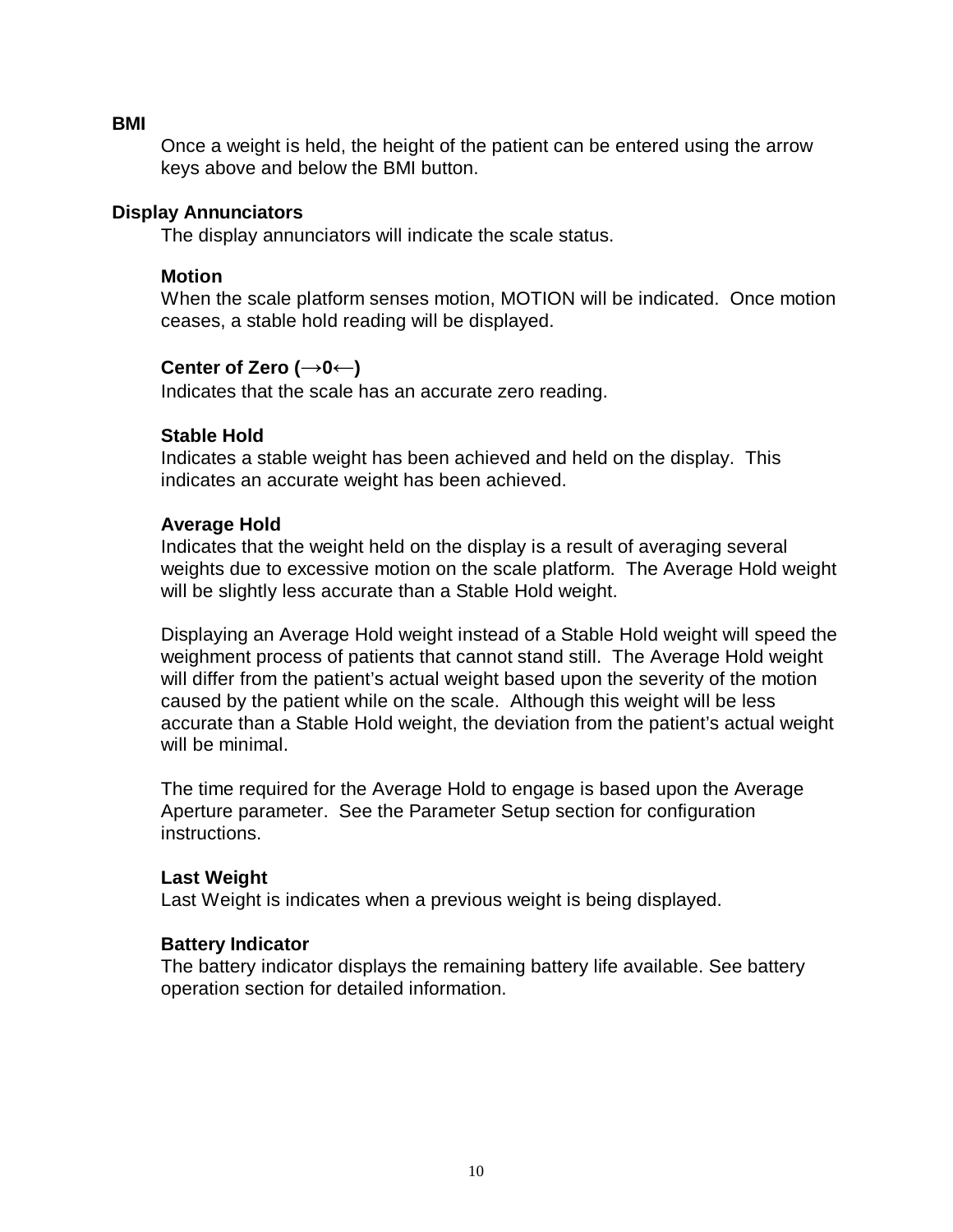## BMI

Once a weight is held, the height of the patient can be entered using the arrow keys above and below the BMI button.

## Display Annunciators

The display annunciators will indicate the scale status.

### Motion

When the scale platform senses motion, MOTION will be indicated. Once motion ceases, a stable hold reading will be displayed.

### Center of Zero (→0←)

Indicates that the scale has an accurate zero reading.

### Stable Hold

Indicates a stable weight has been achieved and held on the display. This indicates an accurate weight has been achieved.

### Average Hold

Indicates that the weight held on the display is a result of averaging several weights due to excessive motion on the scale platform. The Average Hold weight will be slightly less accurate than a Stable Hold weight.

Displaying an Average Hold weight instead of a Stable Hold weight will speed the weighment process of patients that cannot stand still. The Average Hold weight will differ from the patient's actual weight based upon the severity of the motion caused by the patient while on the scale. Although this weight will be less accurate than a Stable Hold weight, the deviation from the patient's actual weight will be minimal.

The time required for the Average Hold to engage is based upon the Average Aperture parameter. See the Parameter Setup section for configuration instructions.

### Last Weight

Last Weight is indicates when a previous weight is being displayed.

### Battery Indicator

The battery indicator displays the remaining battery life available. See battery operation section for detailed information.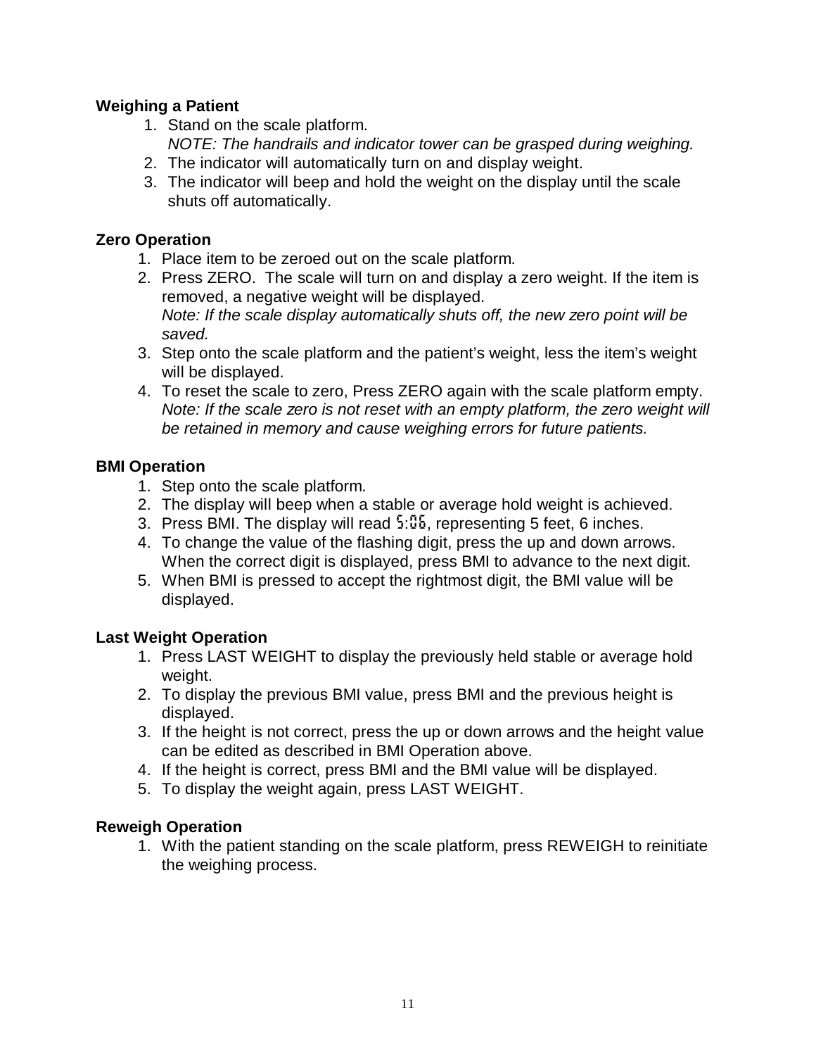**Weighing a Patient**

1. Stand on the scale platform.
   *NOTE: The handrails and indicator tower can be grasped during weighing.*
2. The indicator will automatically turn on and display weight.
3. The indicator will beep and hold the weight on the display until the scale shuts off automatically.

**Zero Operation**

1. Place item to be zeroed out on the scale platform.
2. Press ZERO. The scale will turn on and display a zero weight. If the item is removed, a negative weight will be displayed.
   *Note: If the scale display automatically shuts off, the new zero point will be saved.*
3. Step onto the scale platform and the patient's weight, less the item's weight will be displayed.
4. To reset the scale to zero, Press ZERO again with the scale platform empty.
   *Note: If the scale zero is not reset with an empty platform, the zero weight will be retained in memory and cause weighing errors for future patients.*

**BMI Operation**

1. Step onto the scale platform.
2. The display will beep when a stable or average hold weight is achieved.
3. Press BMI. The display will read 5:06, representing 5 feet, 6 inches.
4. To change the value of the flashing digit, press the up and down arrows. When the correct digit is displayed, press BMI to advance to the next digit.
5. When BMI is pressed to accept the rightmost digit, the BMI value will be displayed.

**Last Weight Operation**

1. Press LAST WEIGHT to display the previously held stable or average hold weight.
2. To display the previous BMI value, press BMI and the previous height is displayed.
3. If the height is not correct, press the up or down arrows and the height value can be edited as described in BMI Operation above.
4. If the height is correct, press BMI and the BMI value will be displayed.
5. To display the weight again, press LAST WEIGHT.

**Reweigh Operation**

1. With the patient standing on the scale platform, press REWEIGH to reinitiate the weighing process.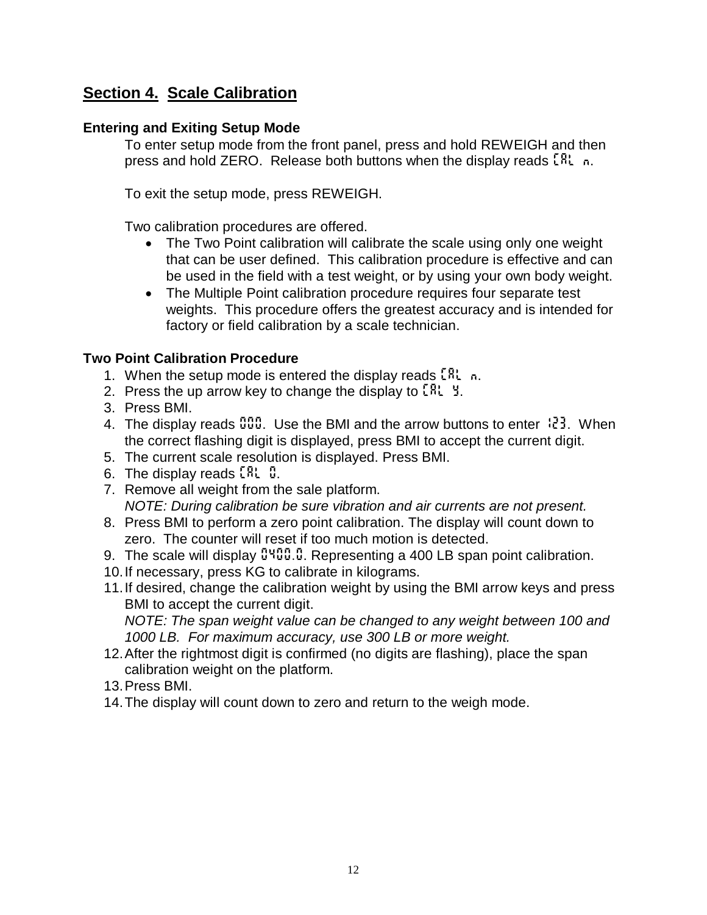## Section 4. Scale Calibration

### Entering and Exiting Setup Mode

To enter setup mode from the front panel, press and hold REWEIGH and then press and hold ZERO. Release both buttons when the display reads CAL n.

To exit the setup mode, press REWEIGH.

Two calibration procedures are offered.

- The Two Point calibration will calibrate the scale using only one weight that can be user defined. This calibration procedure is effective and can be used in the field with a test weight, or by using your own body weight.
- The Multiple Point calibration procedure requires four separate test weights. This procedure offers the greatest accuracy and is intended for factory or field calibration by a scale technician.

### Two Point Calibration Procedure

1. When the setup mode is entered the display reads CAL n.
2. Press the up arrow key to change the display to CAL Y.
3. Press BMI.
4. The display reads 000. Use the BMI and the arrow buttons to enter 123. When the correct flashing digit is displayed, press BMI to accept the current digit.
5. The current scale resolution is displayed. Press BMI.
6. The display reads CAL 0.
7. Remove all weight from the sale platform.
   *NOTE: During calibration be sure vibration and air currents are not present.*
8. Press BMI to perform a zero point calibration. The display will count down to zero. The counter will reset if too much motion is detected.
9. The scale will display 0400.0. Representing a 400 LB span point calibration.
10. If necessary, press KG to calibrate in kilograms.
11. If desired, change the calibration weight by using the BMI arrow keys and press BMI to accept the current digit.
    *NOTE: The span weight value can be changed to any weight between 100 and 1000 LB. For maximum accuracy, use 300 LB or more weight.*
12. After the rightmost digit is confirmed (no digits are flashing), place the span calibration weight on the platform.
13. Press BMI.
14. The display will count down to zero and return to the weigh mode.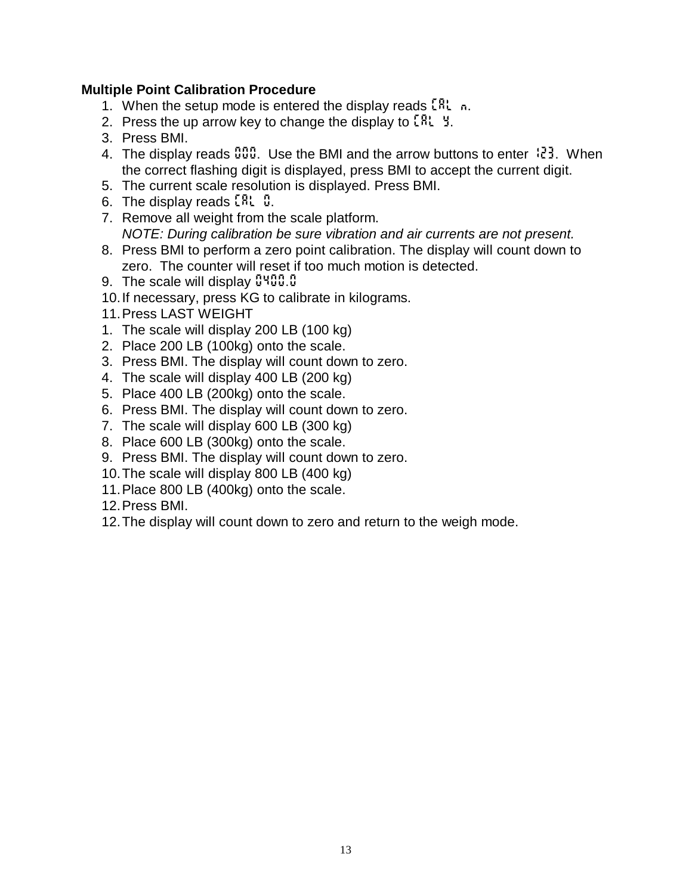**Multiple Point Calibration Procedure**

1. When the setup mode is entered the display reads CAL n.
2. Press the up arrow key to change the display to CAL y.
3. Press BMI.
4. The display reads 000. Use the BMI and the arrow buttons to enter 123. When the correct flashing digit is displayed, press BMI to accept the current digit.
5. The current scale resolution is displayed. Press BMI.
6. The display reads CAL 0.
7. Remove all weight from the scale platform.
   *NOTE: During calibration be sure vibration and air currents are not present.*
8. Press BMI to perform a zero point calibration. The display will count down to zero. The counter will reset if too much motion is detected.
9. The scale will display 0400.0
10. If necessary, press KG to calibrate in kilograms.
11. Press LAST WEIGHT

1. The scale will display 200 LB (100 kg)
2. Place 200 LB (100kg) onto the scale.
3. Press BMI. The display will count down to zero.
4. The scale will display 400 LB (200 kg)
5. Place 400 LB (200kg) onto the scale.
6. Press BMI. The display will count down to zero.
7. The scale will display 600 LB (300 kg)
8. Place 600 LB (300kg) onto the scale.
9. Press BMI. The display will count down to zero.
10. The scale will display 800 LB (400 kg)
11. Place 800 LB (400kg) onto the scale.
12. Press BMI.
12. The display will count down to zero and return to the weigh mode.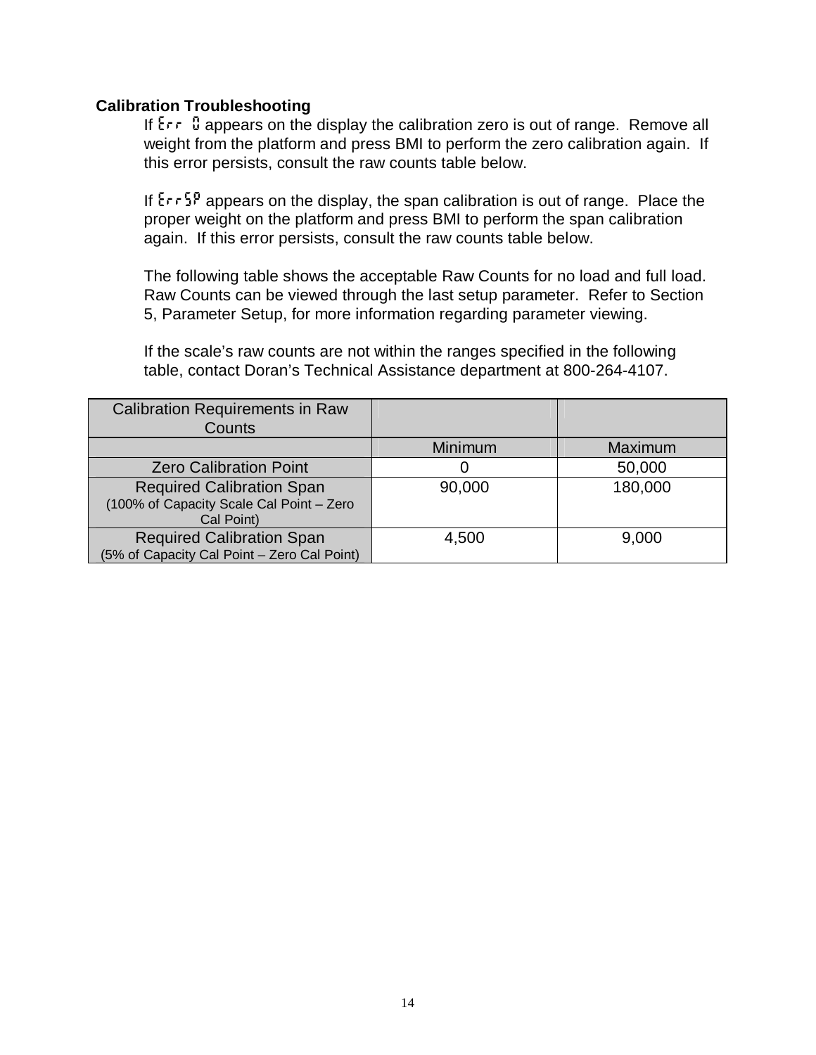### Calibration Troubleshooting

If Err 0 appears on the display the calibration zero is out of range. Remove all weight from the platform and press BMI to perform the zero calibration again. If this error persists, consult the raw counts table below.

If ErrSP appears on the display, the span calibration is out of range. Place the proper weight on the platform and press BMI to perform the span calibration again. If this error persists, consult the raw counts table below.

The following table shows the acceptable Raw Counts for no load and full load. Raw Counts can be viewed through the last setup parameter. Refer to Section 5, Parameter Setup, for more information regarding parameter viewing.

If the scale's raw counts are not within the ranges specified in the following table, contact Doran's Technical Assistance department at 800-264-4107.

| Calibration Requirements in Raw Counts | | |
|---|---|---|
| | Minimum | Maximum |
| Zero Calibration Point | 0 | 50,000 |
| Required Calibration Span (100% of Capacity Scale Cal Point – Zero Cal Point) | 90,000 | 180,000 |
| Required Calibration Span (5% of Capacity Cal Point – Zero Cal Point) | 4,500 | 9,000 |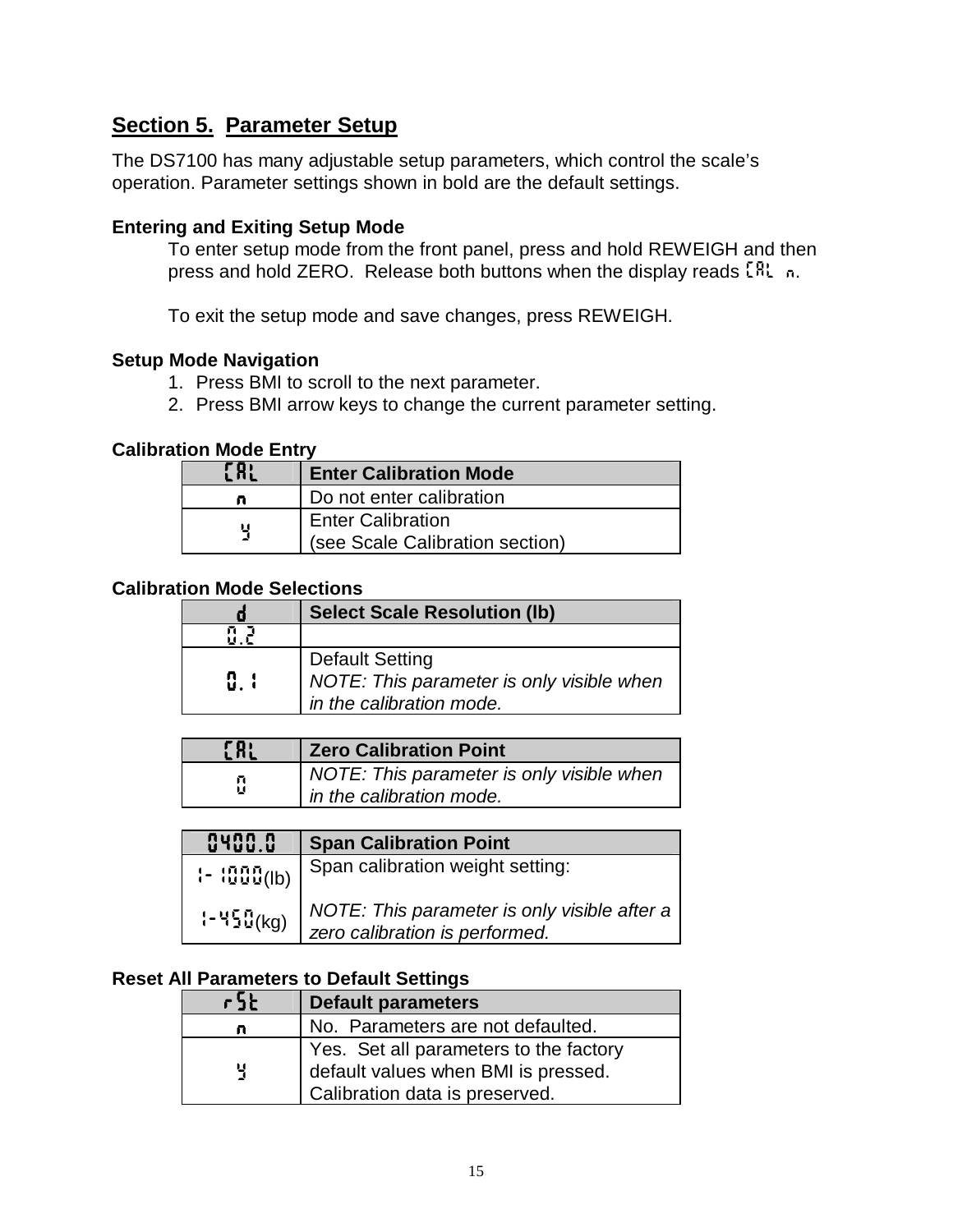## Section 5. Parameter Setup

The DS7100 has many adjustable setup parameters, which control the scale's operation. Parameter settings shown in bold are the default settings.

### Entering and Exiting Setup Mode

To enter setup mode from the front panel, press and hold REWEIGH and then press and hold ZERO. Release both buttons when the display reads CAL n.

To exit the setup mode and save changes, press REWEIGH.

### Setup Mode Navigation

1. Press BMI to scroll to the next parameter.
2. Press BMI arrow keys to change the current parameter setting.

### Calibration Mode Entry

| **CAL** | **Enter Calibration Mode** |
|---|---|
| **n** | Do not enter calibration |
| y | Enter Calibration<br>(see Scale Calibration section) |

### Calibration Mode Selections

| **d** | **Select Scale Resolution (lb)** |
|---|---|
| 0.2 | |
| **0.1** | Default Setting<br>*NOTE: This parameter is only visible when in the calibration mode.* |

| **CAL** | **Zero Calibration Point** |
|---|---|
| 0 | *NOTE: This parameter is only visible when in the calibration mode.* |

| **0400.0** | **Span Calibration Point** |
|---|---|
| 1- 1000(lb)<br><br>1-450(kg) | Span calibration weight setting:<br><br>*NOTE: This parameter is only visible after a zero calibration is performed.* |

### Reset All Parameters to Default Settings

| **rSt** | **Default parameters** |
|---|---|
| **n** | No. Parameters are not defaulted. |
| y | Yes. Set all parameters to the factory default values when BMI is pressed. Calibration data is preserved. |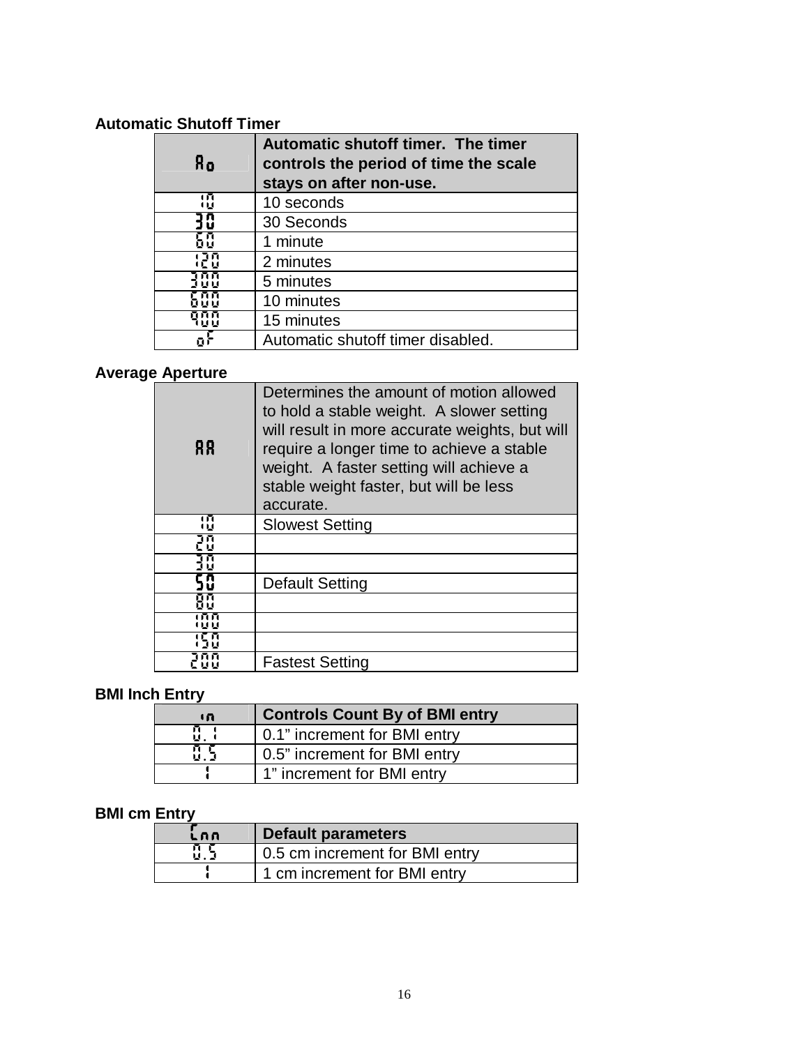**Automatic Shutoff Timer**

| Ao | **Automatic shutoff timer. The timer controls the period of time the scale stays on after non-use.** |
| --- | --- |
| 10 | 10 seconds |
| 30 | 30 Seconds |
| 60 | 1 minute |
| 120 | 2 minutes |
| 300 | 5 minutes |
| 600 | 10 minutes |
| 900 | 15 minutes |
| oF | Automatic shutoff timer disabled. |

**Average Aperture**

| AA | Determines the amount of motion allowed to hold a stable weight. A slower setting will result in more accurate weights, but will require a longer time to achieve a stable weight. A faster setting will achieve a stable weight faster, but will be less accurate. |
| --- | --- |
| 10 | Slowest Setting |
| 20 | |
| 30 | |
| 50 | Default Setting |
| 80 | |
| 100 | |
| 150 | |
| 200 | Fastest Setting |

**BMI Inch Entry**

| in | **Controls Count By of BMI entry** |
| --- | --- |
| 0.1 | 0.1" increment for BMI entry |
| 0.5 | 0.5" increment for BMI entry |
| 1 | 1" increment for BMI entry |

**BMI cm Entry**

| Cnn | **Default parameters** |
| --- | --- |
| 0.5 | 0.5 cm increment for BMI entry |
| 1 | 1 cm increment for BMI entry |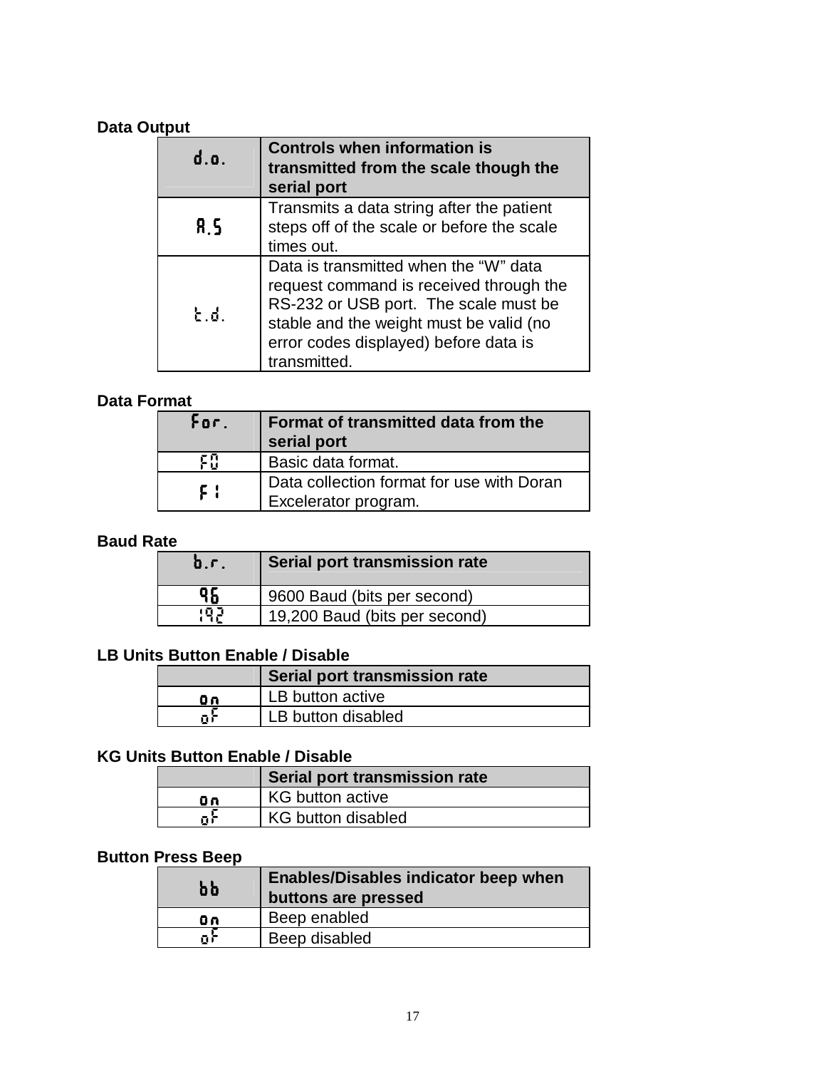**Data Output**

| d.o. | Controls when information is transmitted from the scale though the serial port |
|---|---|
| A.S | Transmits a data string after the patient steps off of the scale or before the scale times out. |
| t.d. | Data is transmitted when the “W” data request command is received through the RS-232 or USB port. The scale must be stable and the weight must be valid (no error codes displayed) before data is transmitted. |

**Data Format**

| For. | Format of transmitted data from the serial port |
|---|---|
| F0 | Basic data format. |
| F1 | Data collection format for use with Doran Excelerator program. |

**Baud Rate**

| b.r. | Serial port transmission rate |
|---|---|
| 96 | 9600 Baud (bits per second) |
| 192 | 19,200 Baud (bits per second) |

**LB Units Button Enable / Disable**

| | Serial port transmission rate |
|---|---|
| on | LB button active |
| oF | LB button disabled |

**KG Units Button Enable / Disable**

| | Serial port transmission rate |
|---|---|
| on | KG button active |
| oF | KG button disabled |

**Button Press Beep**

| bb | Enables/Disables indicator beep when buttons are pressed |
|---|---|
| on | Beep enabled |
| oF | Beep disabled |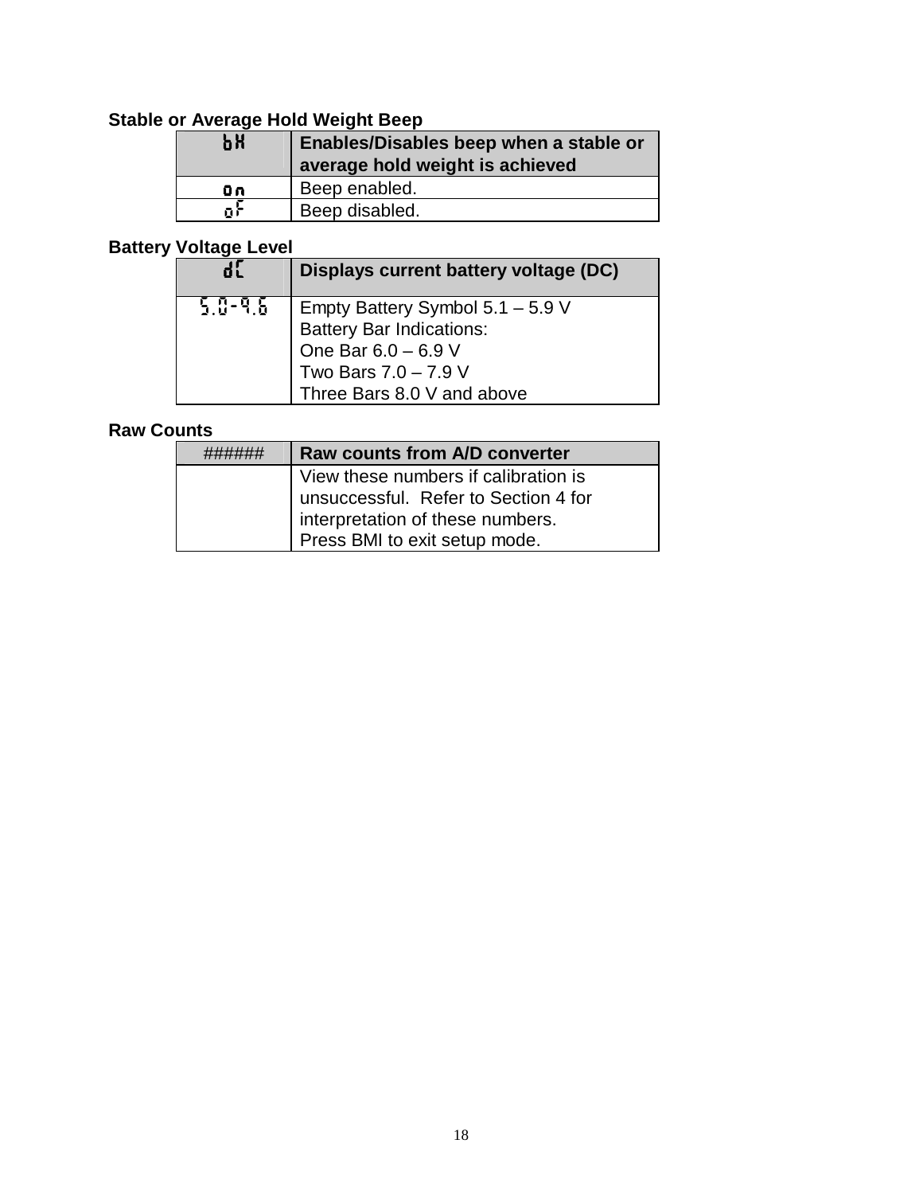### Stable or Average Hold Weight Beep

| bH | Enables/Disables beep when a stable or average hold weight is achieved |
| --- | --- |
| on | Beep enabled. |
| oF | Beep disabled. |

### Battery Voltage Level

| dC | Displays current battery voltage (DC) |
| --- | --- |
| 5.0-9.6 | Empty Battery Symbol 5.1 – 5.9 V<br>Battery Bar Indications:<br>One Bar 6.0 – 6.9 V<br>Two Bars 7.0 – 7.9 V<br>Three Bars 8.0 V and above |

### Raw Counts

| ###### | Raw counts from A/D converter |
| --- | --- |
| | View these numbers if calibration is unsuccessful. Refer to Section 4 for interpretation of these numbers.<br>Press BMI to exit setup mode. |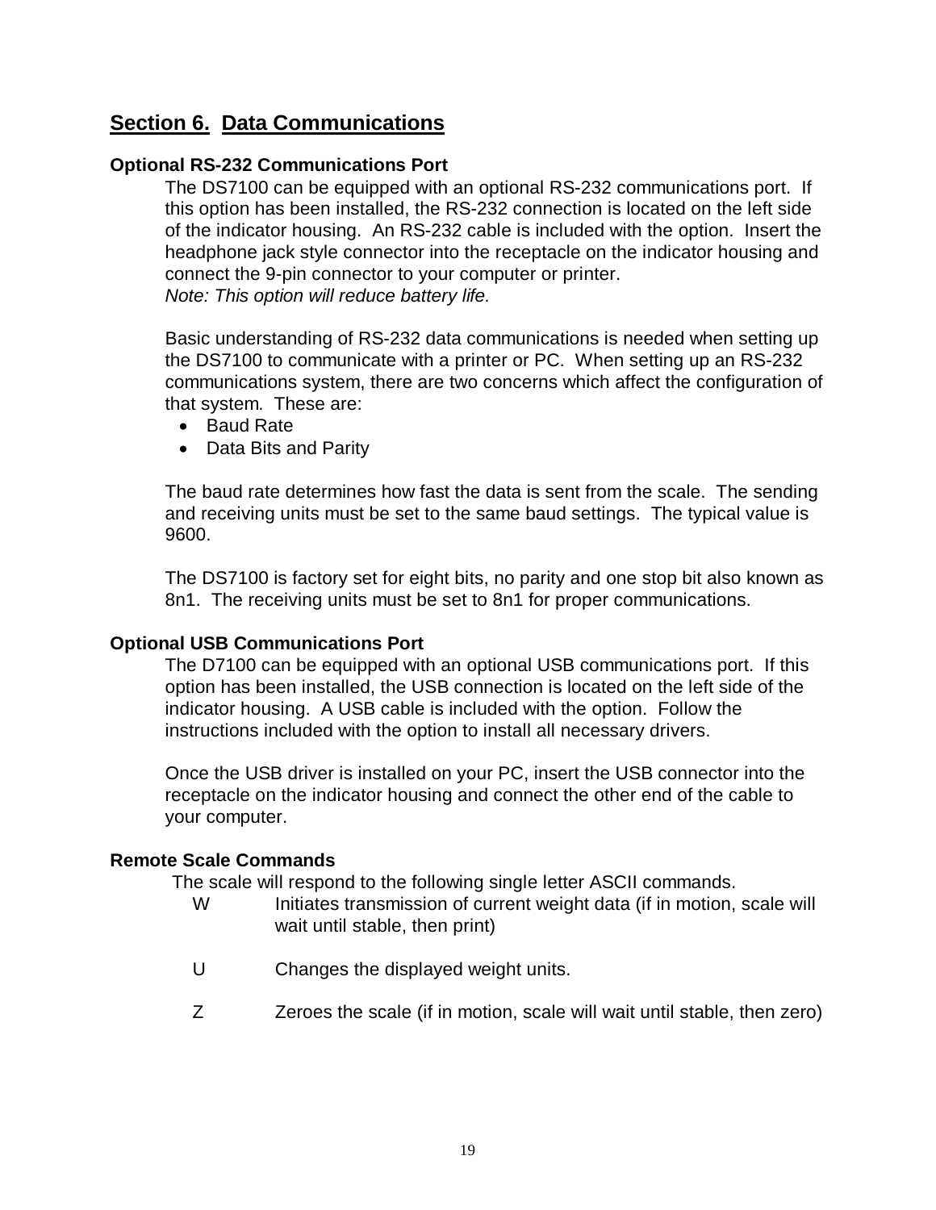## Section 6. Data Communications

### Optional RS-232 Communications Port

The DS7100 can be equipped with an optional RS-232 communications port. If this option has been installed, the RS-232 connection is located on the left side of the indicator housing. An RS-232 cable is included with the option. Insert the headphone jack style connector into the receptacle on the indicator housing and connect the 9-pin connector to your computer or printer.
*Note: This option will reduce battery life.*

Basic understanding of RS-232 data communications is needed when setting up the DS7100 to communicate with a printer or PC. When setting up an RS-232 communications system, there are two concerns which affect the configuration of that system. These are:

- Baud Rate
- Data Bits and Parity

The baud rate determines how fast the data is sent from the scale. The sending and receiving units must be set to the same baud settings. The typical value is 9600.

The DS7100 is factory set for eight bits, no parity and one stop bit also known as 8n1. The receiving units must be set to 8n1 for proper communications.

### Optional USB Communications Port

The D7100 can be equipped with an optional USB communications port. If this option has been installed, the USB connection is located on the left side of the indicator housing. A USB cable is included with the option. Follow the instructions included with the option to install all necessary drivers.

Once the USB driver is installed on your PC, insert the USB connector into the receptacle on the indicator housing and connect the other end of the cable to your computer.

### Remote Scale Commands

The scale will respond to the following single letter ASCII commands.

W    Initiates transmission of current weight data (if in motion, scale will wait until stable, then print)

U    Changes the displayed weight units.

Z    Zeroes the scale (if in motion, scale will wait until stable, then zero)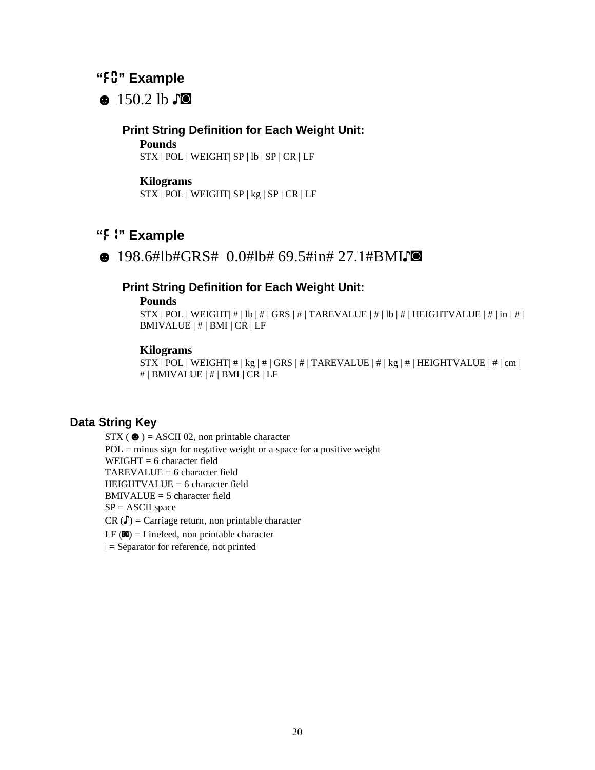## "F0" Example

☻ 150.2 lb ♪◙

### Print String Definition for Each Weight Unit:

**Pounds**
STX | POL | WEIGHT| SP | lb | SP | CR | LF

**Kilograms**
STX | POL | WEIGHT| SP | kg | SP | CR | LF

## "F1" Example

☻ 198.6#lb#GRS#  0.0#lb# 69.5#in# 27.1#BMI♪◙

### Print String Definition for Each Weight Unit:

**Pounds**
STX | POL | WEIGHT| # | lb | # | GRS | # | TAREVALUE | # | lb | # | HEIGHTVALUE | # | in | # | BMIVALUE | # | BMI | CR | LF

**Kilograms**
STX | POL | WEIGHT| # | kg | # | GRS | # | TAREVALUE | # | kg | # | HEIGHTVALUE | # | cm | # | BMIVALUE | # | BMI | CR | LF

## Data String Key

STX ( ☻ ) = ASCII 02, non printable character
POL = minus sign for negative weight or a space for a positive weight
WEIGHT = 6 character field
TAREVALUE = 6 character field
HEIGHTVALUE = 6 character field
BMIVALUE = 5 character field
SP = ASCII space
CR (♪) = Carriage return, non printable character
LF (◙) = Linefeed, non printable character
| = Separator for reference, not printed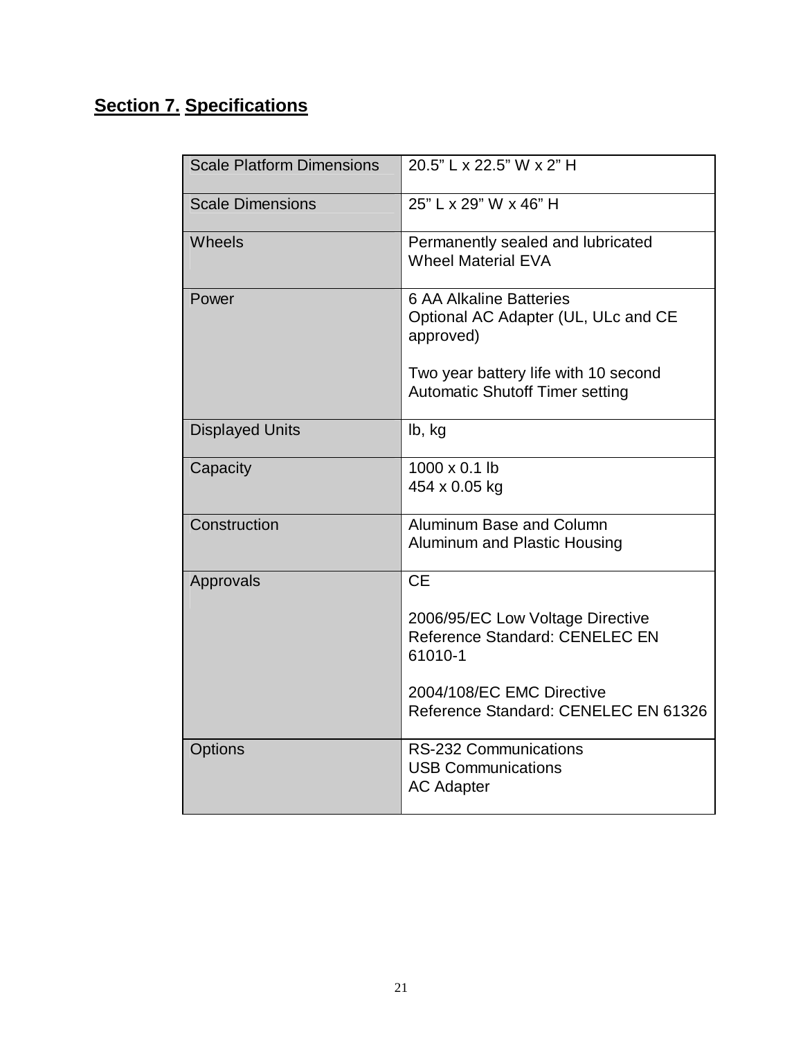## Section 7. Specifications

| | |
|---|---|
| Scale Platform Dimensions | 20.5" L x 22.5" W x 2" H |
| Scale Dimensions | 25" L x 29" W x 46" H |
| Wheels | Permanently sealed and lubricated<br>Wheel Material EVA |
| Power | 6 AA Alkaline Batteries<br>Optional AC Adapter (UL, ULc and CE approved)<br><br>Two year battery life with 10 second Automatic Shutoff Timer setting |
| Displayed Units | lb, kg |
| Capacity | 1000 x 0.1 lb<br>454 x 0.05 kg |
| Construction | Aluminum Base and Column<br>Aluminum and Plastic Housing |
| Approvals | CE<br><br>2006/95/EC Low Voltage Directive<br>Reference Standard: CENELEC EN 61010-1<br><br>2004/108/EC EMC Directive<br>Reference Standard: CENELEC EN 61326 |
| Options | RS-232 Communications<br>USB Communications<br>AC Adapter |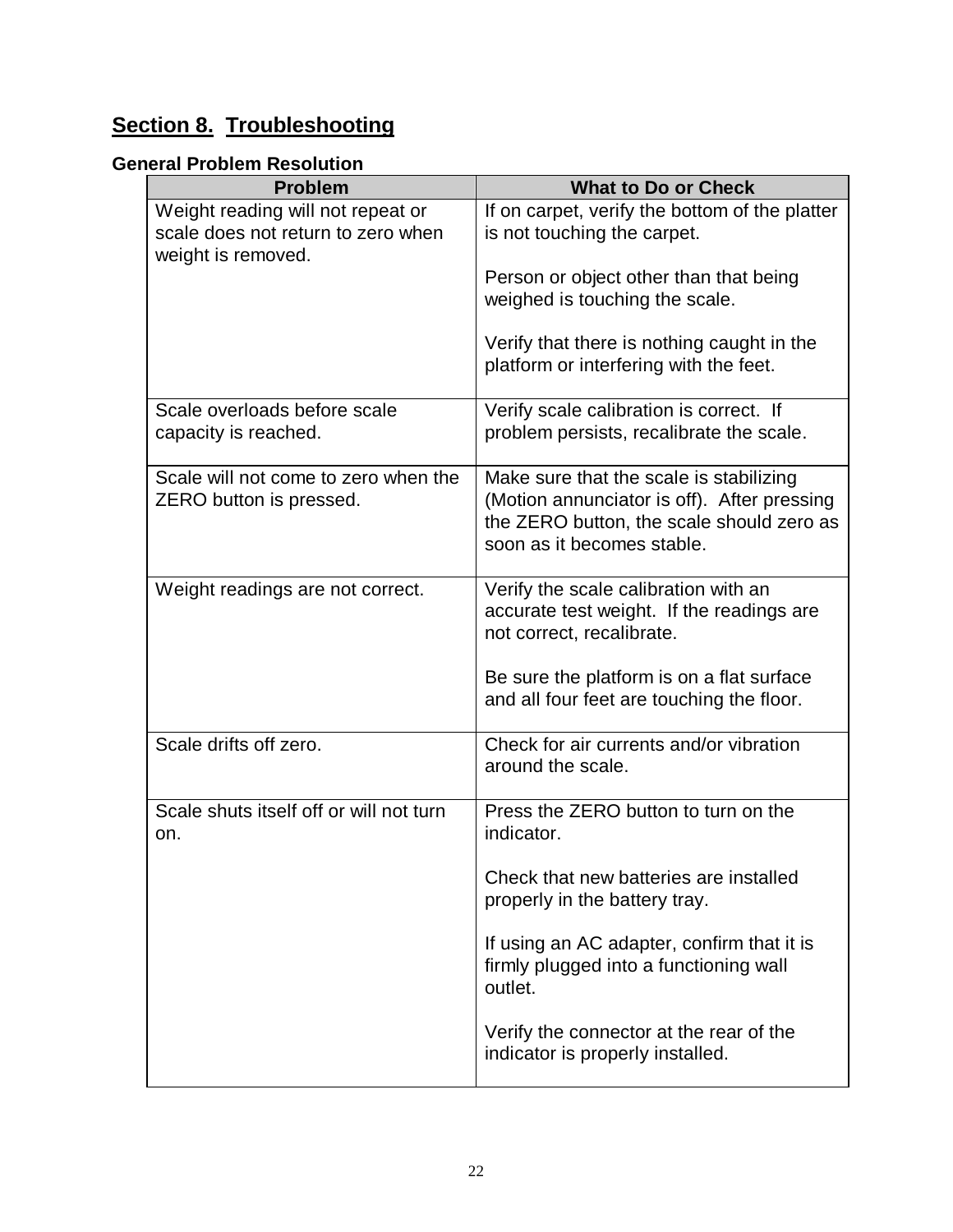## Section 8. Troubleshooting

### General Problem Resolution

| Problem | What to Do or Check |
|---|---|
| Weight reading will not repeat or scale does not return to zero when weight is removed. | If on carpet, verify the bottom of the platter is not touching the carpet.<br><br>Person or object other than that being weighed is touching the scale.<br><br>Verify that there is nothing caught in the platform or interfering with the feet. |
| Scale overloads before scale capacity is reached. | Verify scale calibration is correct. If problem persists, recalibrate the scale. |
| Scale will not come to zero when the ZERO button is pressed. | Make sure that the scale is stabilizing (Motion annunciator is off). After pressing the ZERO button, the scale should zero as soon as it becomes stable. |
| Weight readings are not correct. | Verify the scale calibration with an accurate test weight. If the readings are not correct, recalibrate.<br><br>Be sure the platform is on a flat surface and all four feet are touching the floor. |
| Scale drifts off zero. | Check for air currents and/or vibration around the scale. |
| Scale shuts itself off or will not turn on. | Press the ZERO button to turn on the indicator.<br><br>Check that new batteries are installed properly in the battery tray.<br><br>If using an AC adapter, confirm that it is firmly plugged into a functioning wall outlet.<br><br>Verify the connector at the rear of the indicator is properly installed. |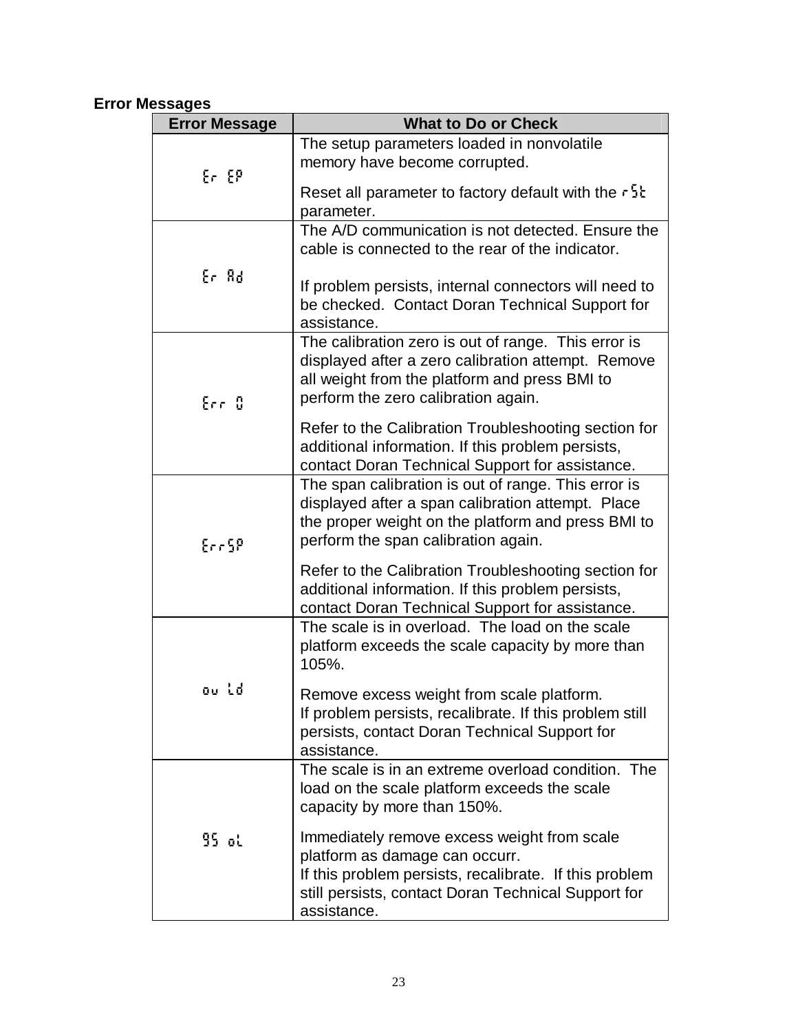### Error Messages

| Error Message | What to Do or Check |
|---|---|
| Er EP | The setup parameters loaded in nonvolatile memory have become corrupted.<br><br>Reset all parameter to factory default with the rSt parameter. |
| Er Ad | The A/D communication is not detected. Ensure the cable is connected to the rear of the indicator.<br><br>If problem persists, internal connectors will need to be checked. Contact Doran Technical Support for assistance. |
| Err 0 | The calibration zero is out of range. This error is displayed after a zero calibration attempt. Remove all weight from the platform and press BMI to perform the zero calibration again.<br><br>Refer to the Calibration Troubleshooting section for additional information. If this problem persists, contact Doran Technical Support for assistance. |
| ErrSP | The span calibration is out of range. This error is displayed after a span calibration attempt. Place the proper weight on the platform and press BMI to perform the span calibration again.<br><br>Refer to the Calibration Troubleshooting section for additional information. If this problem persists, contact Doran Technical Support for assistance. |
| ov Ld | The scale is in overload. The load on the scale platform exceeds the scale capacity by more than 105%.<br><br>Remove excess weight from scale platform.<br>If problem persists, recalibrate. If this problem still persists, contact Doran Technical Support for assistance. |
| 95 oL | The scale is in an extreme overload condition. The load on the scale platform exceeds the scale capacity by more than 150%.<br><br>Immediately remove excess weight from scale platform as damage can occurr.<br>If this problem persists, recalibrate. If this problem still persists, contact Doran Technical Support for assistance. |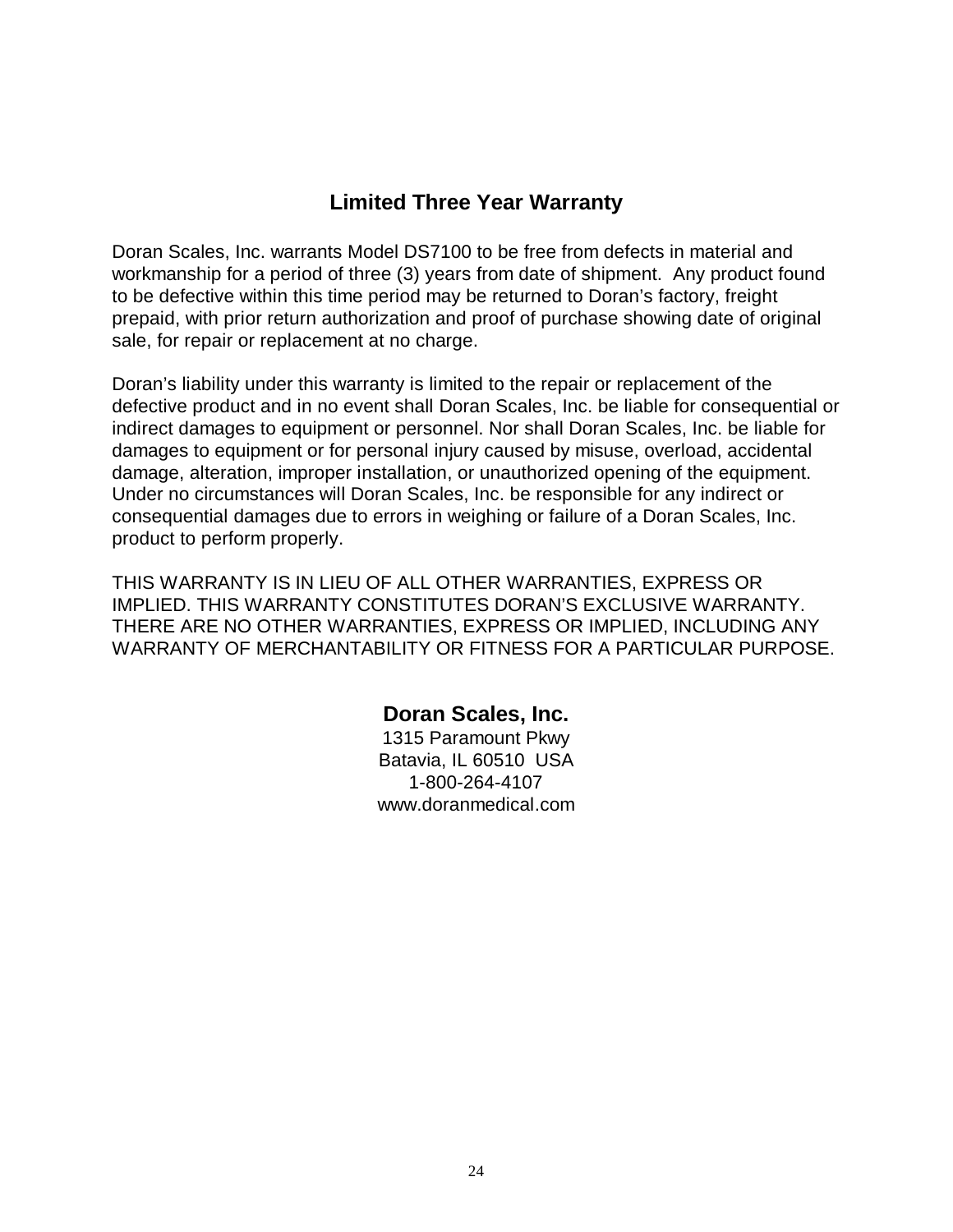## Limited Three Year Warranty

Doran Scales, Inc. warrants Model DS7100 to be free from defects in material and workmanship for a period of three (3) years from date of shipment. Any product found to be defective within this time period may be returned to Doran's factory, freight prepaid, with prior return authorization and proof of purchase showing date of original sale, for repair or replacement at no charge.

Doran's liability under this warranty is limited to the repair or replacement of the defective product and in no event shall Doran Scales, Inc. be liable for consequential or indirect damages to equipment or personnel. Nor shall Doran Scales, Inc. be liable for damages to equipment or for personal injury caused by misuse, overload, accidental damage, alteration, improper installation, or unauthorized opening of the equipment. Under no circumstances will Doran Scales, Inc. be responsible for any indirect or consequential damages due to errors in weighing or failure of a Doran Scales, Inc. product to perform properly.

THIS WARRANTY IS IN LIEU OF ALL OTHER WARRANTIES, EXPRESS OR IMPLIED. THIS WARRANTY CONSTITUTES DORAN'S EXCLUSIVE WARRANTY. THERE ARE NO OTHER WARRANTIES, EXPRESS OR IMPLIED, INCLUDING ANY WARRANTY OF MERCHANTABILITY OR FITNESS FOR A PARTICULAR PURPOSE.

**Doran Scales, Inc.**
1315 Paramount Pkwy
Batavia, IL 60510 USA
1-800-264-4107
www.doranmedical.com